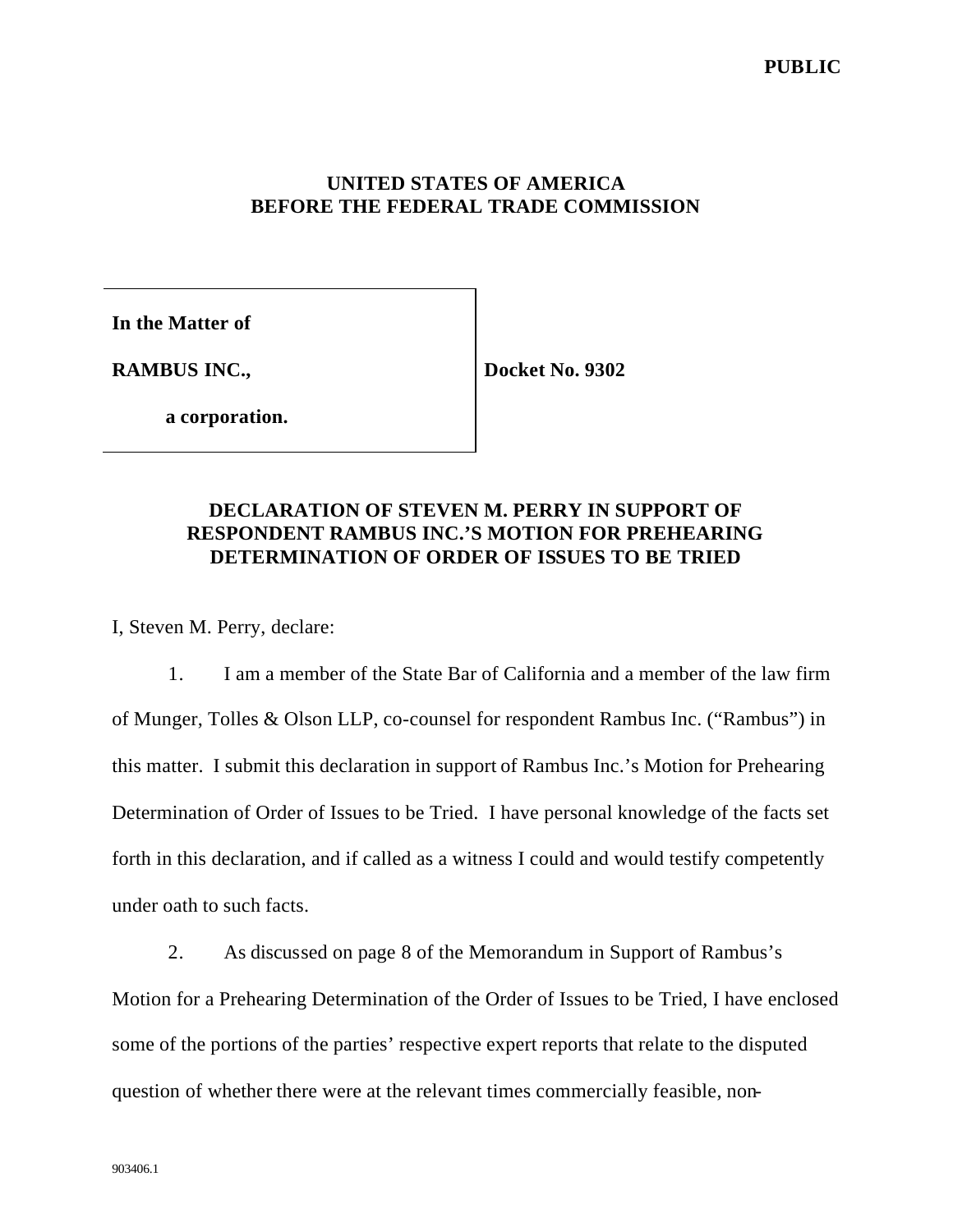**PUBLIC**

**UNITED STATES OF AMERICA**
**BEFORE THE FEDERAL TRADE COMMISSION**

| **In the Matter of**<br><br>**RAMBUS INC.,**<br><br>**a corporation.** | **Docket No. 9302** |
|---|---|

**DECLARATION OF STEVEN M. PERRY IN SUPPORT OF RESPONDENT RAMBUS INC.'S MOTION FOR PREHEARING DETERMINATION OF ORDER OF ISSUES TO BE TRIED**

I, Steven M. Perry, declare:

1. I am a member of the State Bar of California and a member of the law firm of Munger, Tolles & Olson LLP, co-counsel for respondent Rambus Inc. ("Rambus") in this matter. I submit this declaration in support of Rambus Inc.'s Motion for Prehearing Determination of Order of Issues to be Tried. I have personal knowledge of the facts set forth in this declaration, and if called as a witness I could and would testify competently under oath to such facts.

2. As discussed on page 8 of the Memorandum in Support of Rambus's Motion for a Prehearing Determination of the Order of Issues to be Tried, I have enclosed some of the portions of the parties' respective expert reports that relate to the disputed question of whether there were at the relevant times commercially feasible, non-

903406.1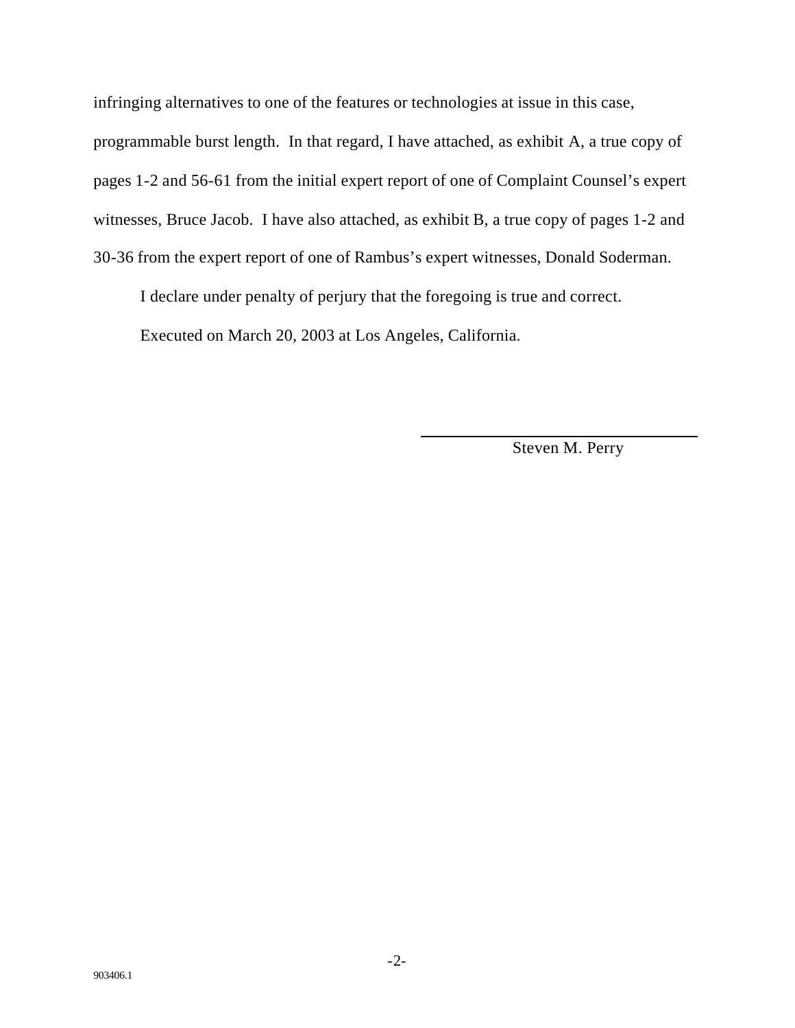infringing alternatives to one of the features or technologies at issue in this case, programmable burst length. In that regard, I have attached, as exhibit A, a true copy of pages 1-2 and 56-61 from the initial expert report of one of Complaint Counsel's expert witnesses, Bruce Jacob. I have also attached, as exhibit B, a true copy of pages 1-2 and 30-36 from the expert report of one of Rambus's expert witnesses, Donald Soderman.

I declare under penalty of perjury that the foregoing is true and correct.

Executed on March 20, 2003 at Los Angeles, California.

Steven M. Perry

903406.1